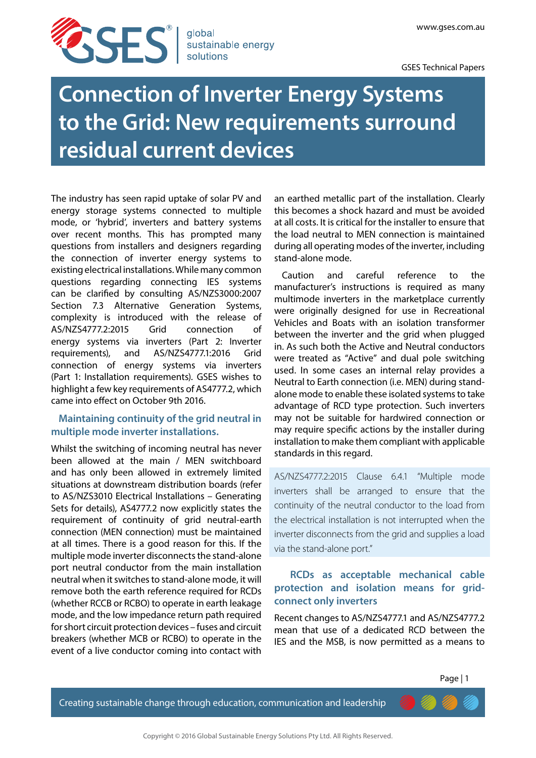# Connection of Inverter Energy Systems to the Grid: New requirements surround residual current devices

The industry has seen rapid uptake of solar PV and energy storage systems connected to multiple mode, or 'hybrid', inverters and battery systems over recent months. This has prompted many questions from installers and designers regarding the connection of inverter energy systems to existing electrical installations. While many common questions regarding connecting IES systems can be clarified by consulting AS/NZS3000:2007 Section 7.3 Alternative Generation Systems, complexity is introduced with the release of AS/NZS4777.2:2015 Grid connection of energy systems via inverters (Part 2: Inverter requirements), and AS/NZS4777.1:2016 Grid connection of energy systems via inverters (Part 1: Installation requirements). GSES wishes to highlight a few key requirements of AS4777.2, which came into effect on October 9th 2016.

## Maintaining continuity of the grid neutral in multiple mode inverter installations.

Whilst the switching of incoming neutral has never been allowed at the main / MEN switchboard and has only been allowed in extremely limited situations at downstream distribution boards (refer to AS/NZS3010 Electrical Installations – Generating Sets for details), AS4777.2 now explicitly states the requirement of continuity of grid neutral-earth connection (MEN connection) must be maintained at all times. There is a good reason for this. If the multiple mode inverter disconnects the stand-alone port neutral conductor from the main installation neutral when it switches to stand-alone mode, it will remove both the earth reference required for RCDs (whether RCCB or RCBO) to operate in earth leakage mode, and the low impedance return path required for short circuit protection devices – fuses and circuit breakers (whether MCB or RCBO) to operate in the event of a live conductor coming into contact with an earthed metallic part of the installation. Clearly this becomes a shock hazard and must be avoided at all costs. It is critical for the installer to ensure that the load neutral to MEN connection is maintained during all operating modes of the inverter, including stand-alone mode.

Caution and careful reference to the manufacturer's instructions is required as many multimode inverters in the marketplace currently were originally designed for use in Recreational Vehicles and Boats with an isolation transformer between the inverter and the grid when plugged in. As such both the Active and Neutral conductors were treated as "Active" and dual pole switching used. In some cases an internal relay provides a Neutral to Earth connection (i.e. MEN) during stand-alone mode to enable these isolated systems to take advantage of RCD type protection. Such inverters may not be suitable for hardwired connection or may require specific actions by the installer during installation to make them compliant with applicable standards in this regard.

> AS/NZS4777.2:2015 Clause 6.4.1 "Multiple mode inverters shall be arranged to ensure that the continuity of the neutral conductor to the load from the electrical installation is not interrupted when the inverter disconnects from the grid and supplies a load via the stand-alone port."

## RCDs as acceptable mechanical cable protection and isolation means for grid-connect only inverters

Recent changes to AS/NZS4777.1 and AS/NZS4777.2 mean that use of a dedicated RCD between the IES and the MSB, is now permitted as a means to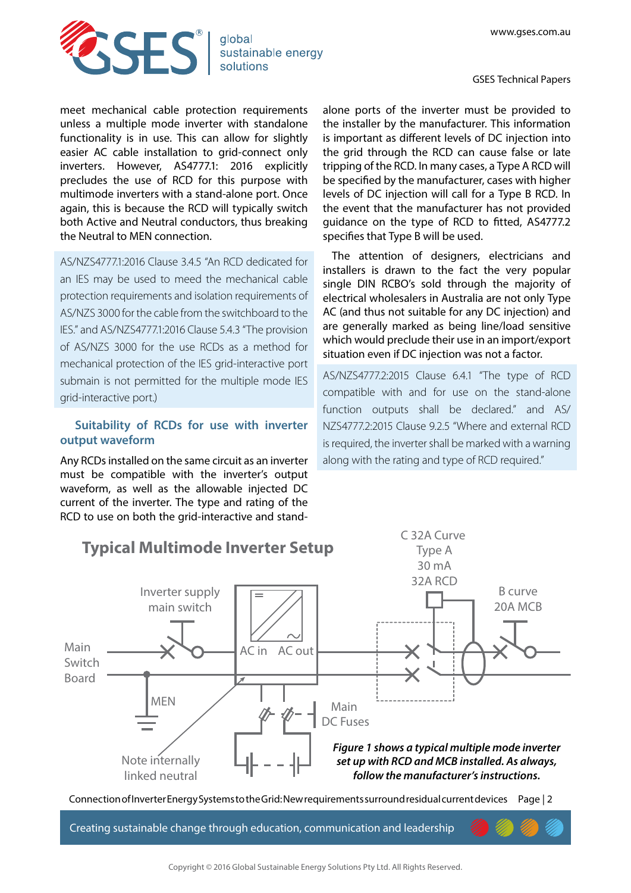meet mechanical cable protection requirements unless a multiple mode inverter with standalone functionality is in use. This can allow for slightly easier AC cable installation to grid-connect only inverters. However, AS4777.1: 2016 explicitly precludes the use of RCD for this purpose with multimode inverters with a stand-alone port. Once again, this is because the RCD will typically switch both Active and Neutral conductors, thus breaking the Neutral to MEN connection.

AS/NZS4777.1:2016 Clause 3.4.5 "An RCD dedicated for an IES may be used to meed the mechanical cable protection requirements and isolation requirements of AS/NZS 3000 for the cable from the switchboard to the IES." and AS/NZS4777.1:2016 Clause 5.4.3 "The provision of AS/NZS 3000 for the use RCDs as a method for mechanical protection of the IES grid-interactive port submain is not permitted for the multiple mode IES grid-interactive port.)

## Suitability of RCDs for use with inverter output waveform

Any RCDs installed on the same circuit as an inverter must be compatible with the inverter's output waveform, as well as the allowable injected DC current of the inverter. The type and rating of the RCD to use on both the grid-interactive and stand-alone ports of the inverter must be provided to the installer by the manufacturer. This information is important as different levels of DC injection into the grid through the RCD can cause false or late tripping of the RCD. In many cases, a Type A RCD will be specified by the manufacturer, cases with higher levels of DC injection will call for a Type B RCD. In the event that the manufacturer has not provided guidance on the type of RCD to fitted, AS4777.2 specifies that Type B will be used.

The attention of designers, electricians and installers is drawn to the fact the very popular single DIN RCBO's sold through the majority of electrical wholesalers in Australia are not only Type AC (and thus not suitable for any DC injection) and are generally marked as being line/load sensitive which would preclude their use in an import/export situation even if DC injection was not a factor.

AS/NZS4777.2:2015 Clause 6.4.1 "The type of RCD compatible with and for use on the stand-alone function outputs shall be declared." and AS/NZS4777.2:2015 Clause 9.2.5 "Where and external RCD is required, the inverter shall be marked with a warning along with the rating and type of RCD required."

## Typical Multimode Inverter Setup

Main Switch Board; Inverter supply main switch; MEN; Note internally linked neutral; AC in; AC out; Main DC Fuses; C 32A Curve Type A 30 mA 32A RCD; B curve 20A MCB

***Figure 1 shows a typical multiple mode inverter set up with RCD and MCB installed. As always, follow the manufacturer's instructions.***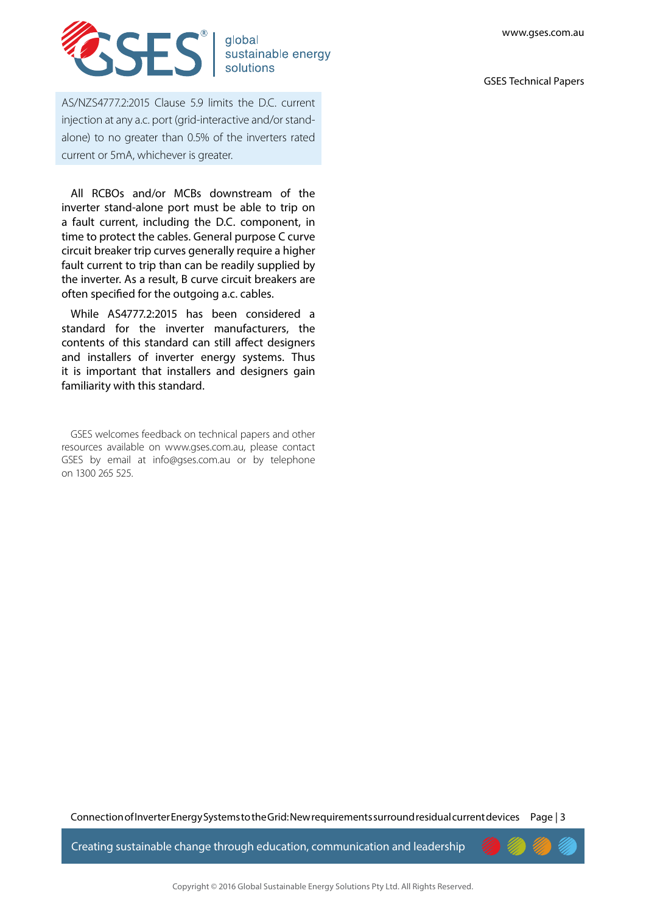AS/NZS4777.2:2015 Clause 5.9 limits the D.C. current injection at any a.c. port (grid-interactive and/or stand-alone) to no greater than 0.5% of the inverters rated current or 5mA, whichever is greater.

All RCBOs and/or MCBs downstream of the inverter stand-alone port must be able to trip on a fault current, including the D.C. component, in time to protect the cables. General purpose C curve circuit breaker trip curves generally require a higher fault current to trip than can be readily supplied by the inverter. As a result, B curve circuit breakers are often specified for the outgoing a.c. cables.

While AS4777.2:2015 has been considered a standard for the inverter manufacturers, the contents of this standard can still affect designers and installers of inverter energy systems. Thus it is important that installers and designers gain familiarity with this standard.

GSES welcomes feedback on technical papers and other resources available on www.gses.com.au, please contact GSES by email at info@gses.com.au or by telephone on 1300 265 525.